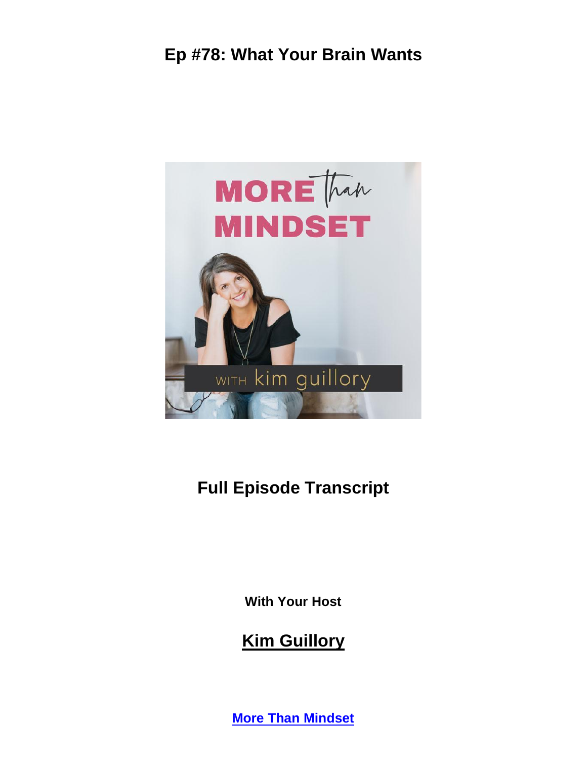# Ep #78: What Your Brain Wants

## Full Episode Transcript

**With Your Host**

## Kim Guillory

**More Than Mindset**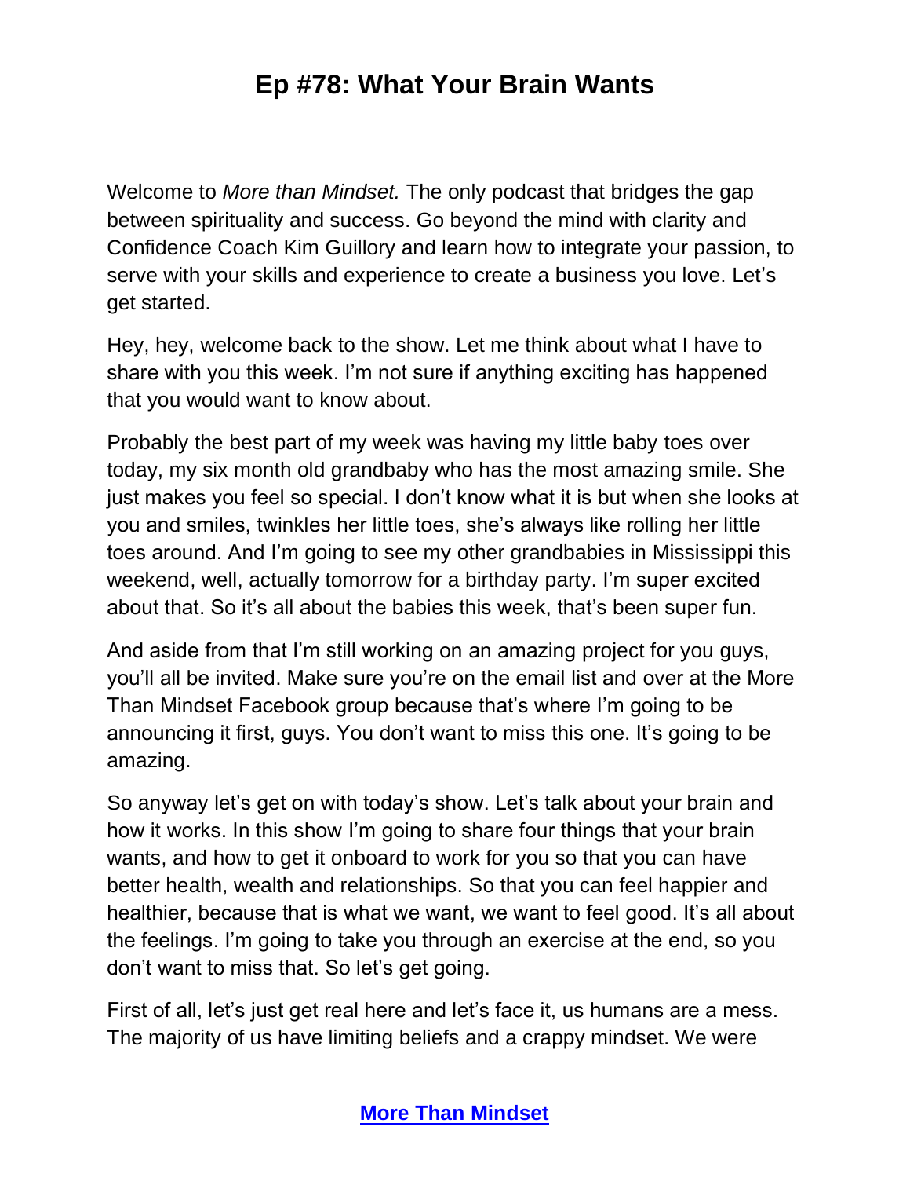# Ep #78: What Your Brain Wants

Welcome to *More than Mindset.* The only podcast that bridges the gap between spirituality and success. Go beyond the mind with clarity and Confidence Coach Kim Guillory and learn how to integrate your passion, to serve with your skills and experience to create a business you love. Let's get started.

Hey, hey, welcome back to the show. Let me think about what I have to share with you this week. I'm not sure if anything exciting has happened that you would want to know about.

Probably the best part of my week was having my little baby toes over today, my six month old grandbaby who has the most amazing smile. She just makes you feel so special. I don't know what it is but when she looks at you and smiles, twinkles her little toes, she's always like rolling her little toes around. And I'm going to see my other grandbabies in Mississippi this weekend, well, actually tomorrow for a birthday party. I'm super excited about that. So it's all about the babies this week, that's been super fun.

And aside from that I'm still working on an amazing project for you guys, you'll all be invited. Make sure you're on the email list and over at the More Than Mindset Facebook group because that's where I'm going to be announcing it first, guys. You don't want to miss this one. It's going to be amazing.

So anyway let's get on with today's show. Let's talk about your brain and how it works. In this show I'm going to share four things that your brain wants, and how to get it onboard to work for you so that you can have better health, wealth and relationships. So that you can feel happier and healthier, because that is what we want, we want to feel good. It's all about the feelings. I'm going to take you through an exercise at the end, so you don't want to miss that. So let's get going.

First of all, let's just get real here and let's face it, us humans are a mess. The majority of us have limiting beliefs and a crappy mindset. We were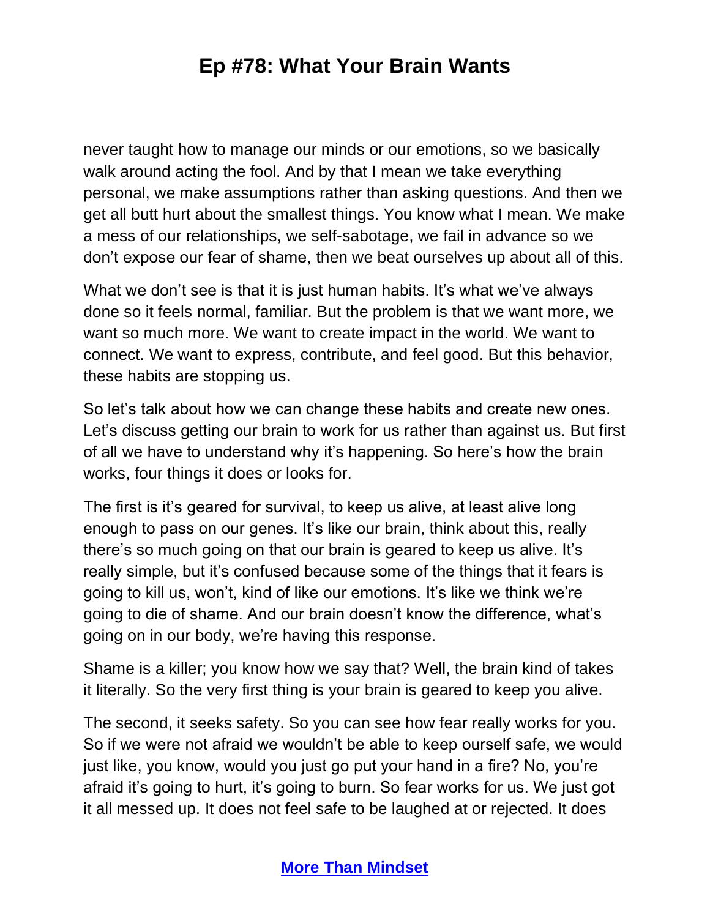never taught how to manage our minds or our emotions, so we basically walk around acting the fool. And by that I mean we take everything personal, we make assumptions rather than asking questions. And then we get all butt hurt about the smallest things. You know what I mean. We make a mess of our relationships, we self-sabotage, we fail in advance so we don't expose our fear of shame, then we beat ourselves up about all of this.

What we don't see is that it is just human habits. It's what we've always done so it feels normal, familiar. But the problem is that we want more, we want so much more. We want to create impact in the world. We want to connect. We want to express, contribute, and feel good. But this behavior, these habits are stopping us.

So let's talk about how we can change these habits and create new ones. Let's discuss getting our brain to work for us rather than against us. But first of all we have to understand why it's happening. So here's how the brain works, four things it does or looks for.

The first is it's geared for survival, to keep us alive, at least alive long enough to pass on our genes. It's like our brain, think about this, really there's so much going on that our brain is geared to keep us alive. It's really simple, but it's confused because some of the things that it fears is going to kill us, won't, kind of like our emotions. It's like we think we're going to die of shame. And our brain doesn't know the difference, what's going on in our body, we're having this response.

Shame is a killer; you know how we say that? Well, the brain kind of takes it literally. So the very first thing is your brain is geared to keep you alive.

The second, it seeks safety. So you can see how fear really works for you. So if we were not afraid we wouldn't be able to keep ourself safe, we would just like, you know, would you just go put your hand in a fire? No, you're afraid it's going to hurt, it's going to burn. So fear works for us. We just got it all messed up. It does not feel safe to be laughed at or rejected. It does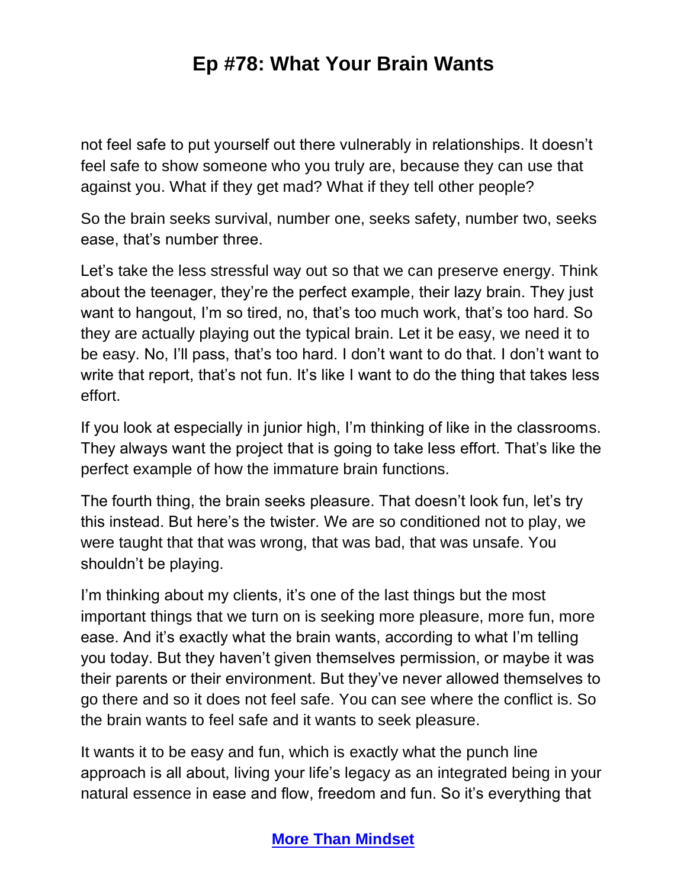not feel safe to put yourself out there vulnerably in relationships. It doesn't feel safe to show someone who you truly are, because they can use that against you. What if they get mad? What if they tell other people?

So the brain seeks survival, number one, seeks safety, number two, seeks ease, that's number three.

Let's take the less stressful way out so that we can preserve energy. Think about the teenager, they're the perfect example, their lazy brain. They just want to hangout, I'm so tired, no, that's too much work, that's too hard. So they are actually playing out the typical brain. Let it be easy, we need it to be easy. No, I'll pass, that's too hard. I don't want to do that. I don't want to write that report, that's not fun. It's like I want to do the thing that takes less effort.

If you look at especially in junior high, I'm thinking of like in the classrooms. They always want the project that is going to take less effort. That's like the perfect example of how the immature brain functions.

The fourth thing, the brain seeks pleasure. That doesn't look fun, let's try this instead. But here's the twister. We are so conditioned not to play, we were taught that that was wrong, that was bad, that was unsafe. You shouldn't be playing.

I'm thinking about my clients, it's one of the last things but the most important things that we turn on is seeking more pleasure, more fun, more ease. And it's exactly what the brain wants, according to what I'm telling you today. But they haven't given themselves permission, or maybe it was their parents or their environment. But they've never allowed themselves to go there and so it does not feel safe. You can see where the conflict is. So the brain wants to feel safe and it wants to seek pleasure.

It wants it to be easy and fun, which is exactly what the punch line approach is all about, living your life's legacy as an integrated being in your natural essence in ease and flow, freedom and fun. So it's everything that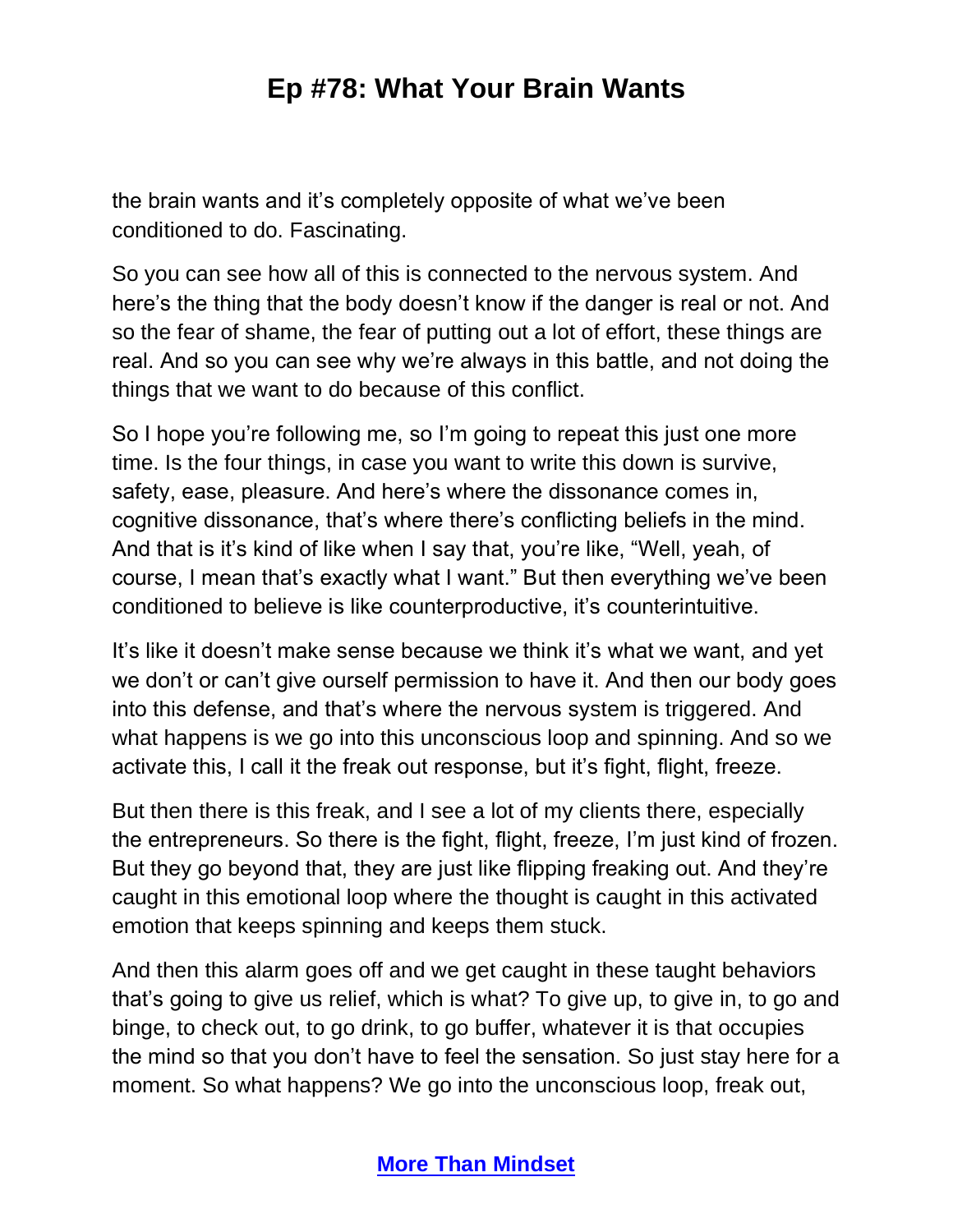the brain wants and it's completely opposite of what we've been conditioned to do. Fascinating.

So you can see how all of this is connected to the nervous system. And here's the thing that the body doesn't know if the danger is real or not. And so the fear of shame, the fear of putting out a lot of effort, these things are real. And so you can see why we're always in this battle, and not doing the things that we want to do because of this conflict.

So I hope you're following me, so I'm going to repeat this just one more time. Is the four things, in case you want to write this down is survive, safety, ease, pleasure. And here's where the dissonance comes in, cognitive dissonance, that's where there's conflicting beliefs in the mind. And that is it's kind of like when I say that, you're like, "Well, yeah, of course, I mean that's exactly what I want." But then everything we've been conditioned to believe is like counterproductive, it's counterintuitive.

It's like it doesn't make sense because we think it's what we want, and yet we don't or can't give ourself permission to have it. And then our body goes into this defense, and that's where the nervous system is triggered. And what happens is we go into this unconscious loop and spinning. And so we activate this, I call it the freak out response, but it's fight, flight, freeze.

But then there is this freak, and I see a lot of my clients there, especially the entrepreneurs. So there is the fight, flight, freeze, I'm just kind of frozen. But they go beyond that, they are just like flipping freaking out. And they're caught in this emotional loop where the thought is caught in this activated emotion that keeps spinning and keeps them stuck.

And then this alarm goes off and we get caught in these taught behaviors that's going to give us relief, which is what? To give up, to give in, to go and binge, to check out, to go drink, to go buffer, whatever it is that occupies the mind so that you don't have to feel the sensation. So just stay here for a moment. So what happens? We go into the unconscious loop, freak out,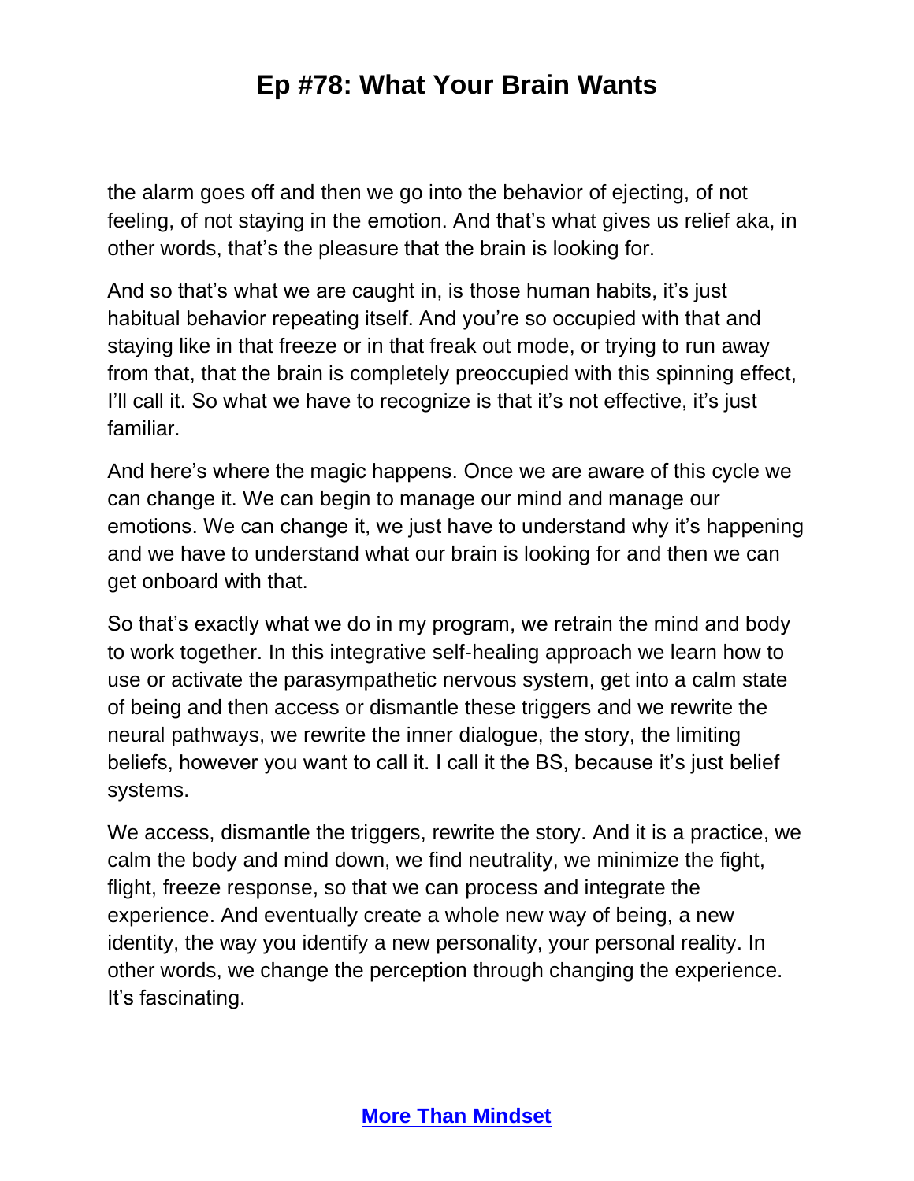the alarm goes off and then we go into the behavior of ejecting, of not feeling, of not staying in the emotion. And that's what gives us relief aka, in other words, that's the pleasure that the brain is looking for.

And so that's what we are caught in, is those human habits, it's just habitual behavior repeating itself. And you're so occupied with that and staying like in that freeze or in that freak out mode, or trying to run away from that, that the brain is completely preoccupied with this spinning effect, I'll call it. So what we have to recognize is that it's not effective, it's just familiar.

And here's where the magic happens. Once we are aware of this cycle we can change it. We can begin to manage our mind and manage our emotions. We can change it, we just have to understand why it's happening and we have to understand what our brain is looking for and then we can get onboard with that.

So that's exactly what we do in my program, we retrain the mind and body to work together. In this integrative self-healing approach we learn how to use or activate the parasympathetic nervous system, get into a calm state of being and then access or dismantle these triggers and we rewrite the neural pathways, we rewrite the inner dialogue, the story, the limiting beliefs, however you want to call it. I call it the BS, because it's just belief systems.

We access, dismantle the triggers, rewrite the story. And it is a practice, we calm the body and mind down, we find neutrality, we minimize the fight, flight, freeze response, so that we can process and integrate the experience. And eventually create a whole new way of being, a new identity, the way you identify a new personality, your personal reality. In other words, we change the perception through changing the experience. It's fascinating.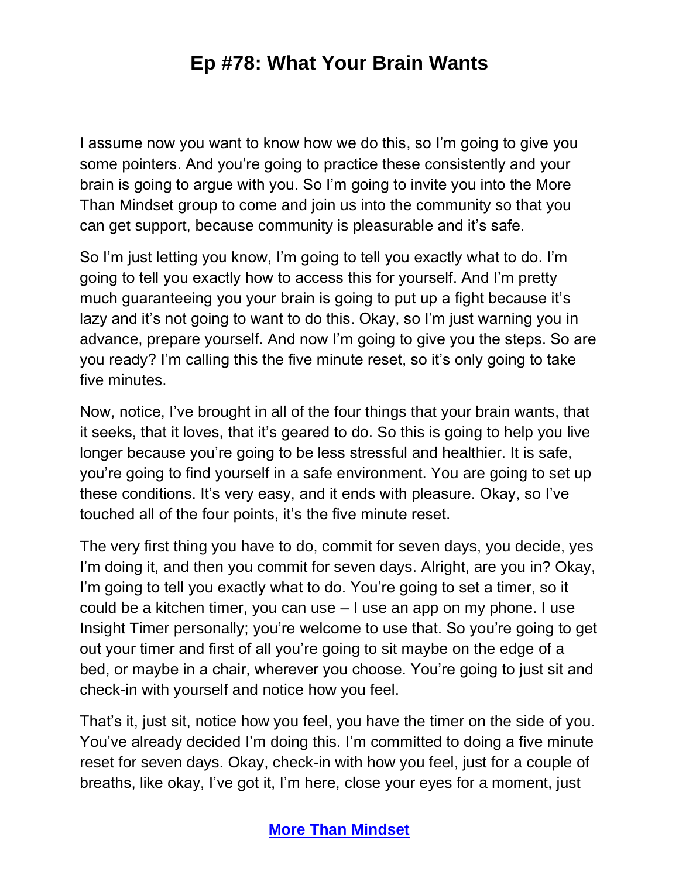I assume now you want to know how we do this, so I'm going to give you some pointers. And you're going to practice these consistently and your brain is going to argue with you. So I'm going to invite you into the More Than Mindset group to come and join us into the community so that you can get support, because community is pleasurable and it's safe.

So I'm just letting you know, I'm going to tell you exactly what to do. I'm going to tell you exactly how to access this for yourself. And I'm pretty much guaranteeing you your brain is going to put up a fight because it's lazy and it's not going to want to do this. Okay, so I'm just warning you in advance, prepare yourself. And now I'm going to give you the steps. So are you ready? I'm calling this the five minute reset, so it's only going to take five minutes.

Now, notice, I've brought in all of the four things that your brain wants, that it seeks, that it loves, that it's geared to do. So this is going to help you live longer because you're going to be less stressful and healthier. It is safe, you're going to find yourself in a safe environment. You are going to set up these conditions. It's very easy, and it ends with pleasure. Okay, so I've touched all of the four points, it's the five minute reset.

The very first thing you have to do, commit for seven days, you decide, yes I'm doing it, and then you commit for seven days. Alright, are you in? Okay, I'm going to tell you exactly what to do. You're going to set a timer, so it could be a kitchen timer, you can use – I use an app on my phone. I use Insight Timer personally; you're welcome to use that. So you're going to get out your timer and first of all you're going to sit maybe on the edge of a bed, or maybe in a chair, wherever you choose. You're going to just sit and check-in with yourself and notice how you feel.

That's it, just sit, notice how you feel, you have the timer on the side of you. You've already decided I'm doing this. I'm committed to doing a five minute reset for seven days. Okay, check-in with how you feel, just for a couple of breaths, like okay, I've got it, I'm here, close your eyes for a moment, just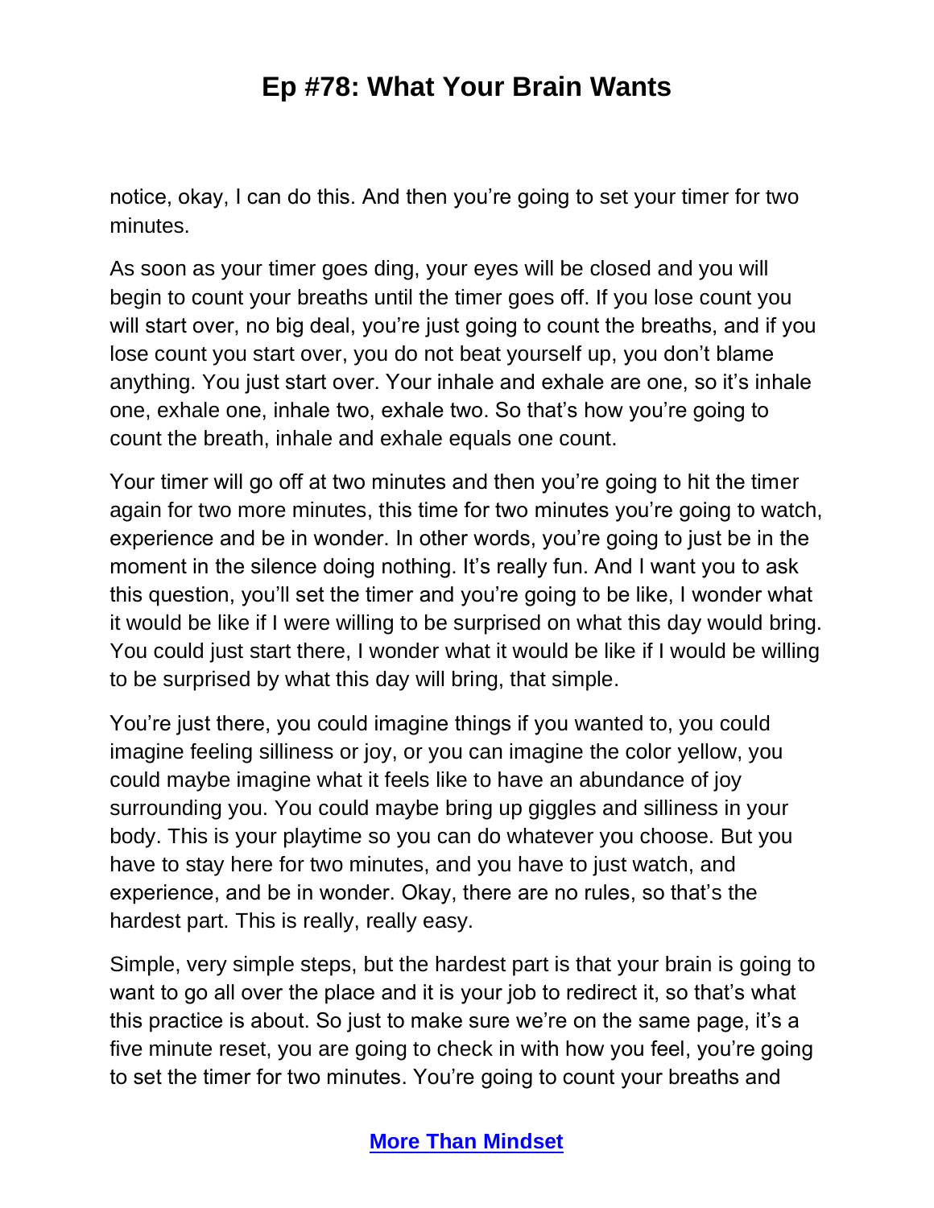notice, okay, I can do this. And then you're going to set your timer for two minutes.

As soon as your timer goes ding, your eyes will be closed and you will begin to count your breaths until the timer goes off. If you lose count you will start over, no big deal, you're just going to count the breaths, and if you lose count you start over, you do not beat yourself up, you don't blame anything. You just start over. Your inhale and exhale are one, so it's inhale one, exhale one, inhale two, exhale two. So that's how you're going to count the breath, inhale and exhale equals one count.

Your timer will go off at two minutes and then you're going to hit the timer again for two more minutes, this time for two minutes you're going to watch, experience and be in wonder. In other words, you're going to just be in the moment in the silence doing nothing. It's really fun. And I want you to ask this question, you'll set the timer and you're going to be like, I wonder what it would be like if I were willing to be surprised on what this day would bring. You could just start there, I wonder what it would be like if I would be willing to be surprised by what this day will bring, that simple.

You're just there, you could imagine things if you wanted to, you could imagine feeling silliness or joy, or you can imagine the color yellow, you could maybe imagine what it feels like to have an abundance of joy surrounding you. You could maybe bring up giggles and silliness in your body. This is your playtime so you can do whatever you choose. But you have to stay here for two minutes, and you have to just watch, and experience, and be in wonder. Okay, there are no rules, so that's the hardest part. This is really, really easy.

Simple, very simple steps, but the hardest part is that your brain is going to want to go all over the place and it is your job to redirect it, so that's what this practice is about. So just to make sure we're on the same page, it's a five minute reset, you are going to check in with how you feel, you're going to set the timer for two minutes. You're going to count your breaths and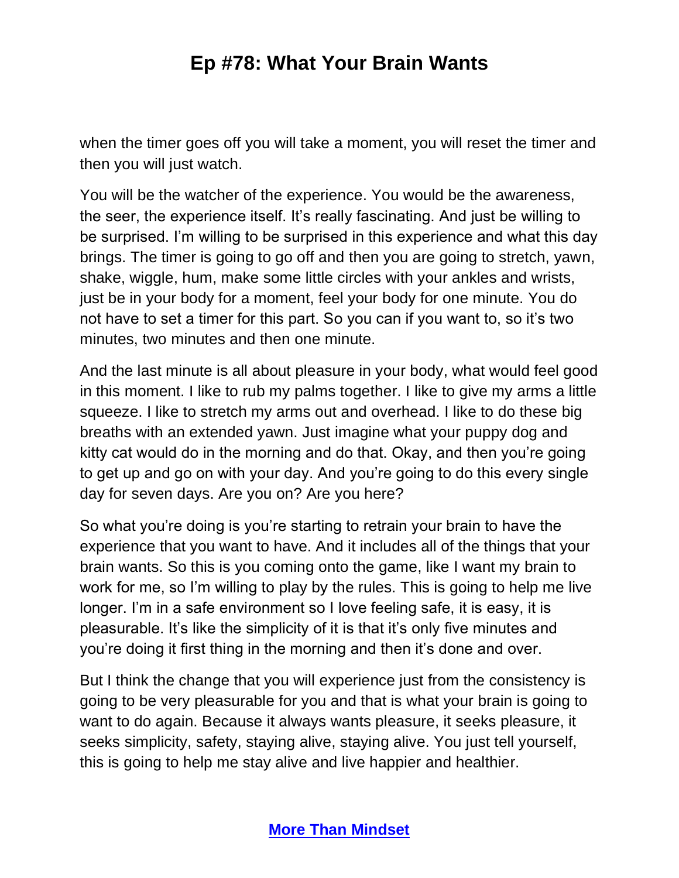when the timer goes off you will take a moment, you will reset the timer and then you will just watch.

You will be the watcher of the experience. You would be the awareness, the seer, the experience itself. It's really fascinating. And just be willing to be surprised. I'm willing to be surprised in this experience and what this day brings. The timer is going to go off and then you are going to stretch, yawn, shake, wiggle, hum, make some little circles with your ankles and wrists, just be in your body for a moment, feel your body for one minute. You do not have to set a timer for this part. So you can if you want to, so it's two minutes, two minutes and then one minute.

And the last minute is all about pleasure in your body, what would feel good in this moment. I like to rub my palms together. I like to give my arms a little squeeze. I like to stretch my arms out and overhead. I like to do these big breaths with an extended yawn. Just imagine what your puppy dog and kitty cat would do in the morning and do that. Okay, and then you're going to get up and go on with your day. And you're going to do this every single day for seven days. Are you on? Are you here?

So what you're doing is you're starting to retrain your brain to have the experience that you want to have. And it includes all of the things that your brain wants. So this is you coming onto the game, like I want my brain to work for me, so I'm willing to play by the rules. This is going to help me live longer. I'm in a safe environment so I love feeling safe, it is easy, it is pleasurable. It's like the simplicity of it is that it's only five minutes and you're doing it first thing in the morning and then it's done and over.

But I think the change that you will experience just from the consistency is going to be very pleasurable for you and that is what your brain is going to want to do again. Because it always wants pleasure, it seeks pleasure, it seeks simplicity, safety, staying alive, staying alive. You just tell yourself, this is going to help me stay alive and live happier and healthier.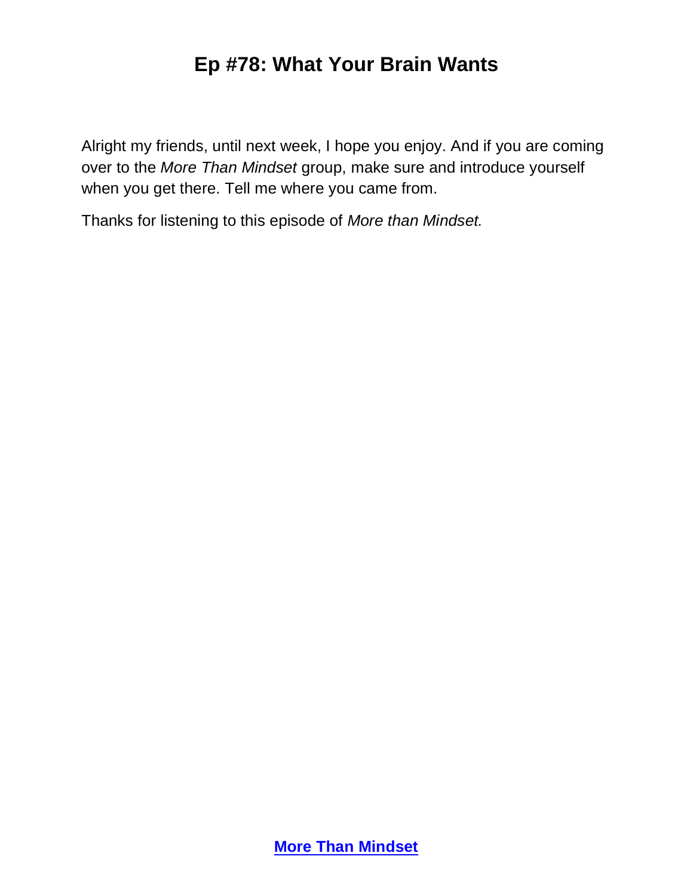Alright my friends, until next week, I hope you enjoy. And if you are coming over to the *More Than Mindset* group, make sure and introduce yourself when you get there. Tell me where you came from.

Thanks for listening to this episode of *More than Mindset.*